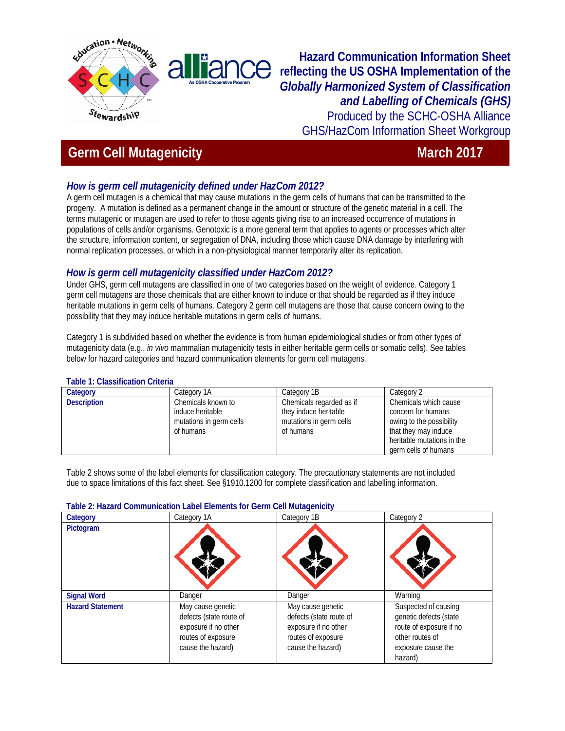**Hazard Communication Information Sheet reflecting the US OSHA Implementation of the *Globally Harmonized System of Classification and Labelling of Chemicals (GHS)***

Produced by the SCHC-OSHA Alliance GHS/HazCom Information Sheet Workgroup

# Germ Cell Mutagenicity

March 2017

## *How is germ cell mutagenicity defined under HazCom 2012?*

A germ cell mutagen is a chemical that may cause mutations in the germ cells of humans that can be transmitted to the progeny. A mutation is defined as a permanent change in the amount or structure of the genetic material in a cell. The terms mutagenic or mutagen are used to refer to those agents giving rise to an increased occurrence of mutations in populations of cells and/or organisms. Genotoxic is a more general term that applies to agents or processes which alter the structure, information content, or segregation of DNA, including those which cause DNA damage by interfering with normal replication processes, or which in a non-physiological manner temporarily alter its replication.

## *How is germ cell mutagenicity classified under HazCom 2012?*

Under GHS, germ cell mutagens are classified in one of two categories based on the weight of evidence. Category 1 germ cell mutagens are those chemicals that are either known to induce or that should be regarded as if they induce heritable mutations in germ cells of humans. Category 2 germ cell mutagens are those that cause concern owing to the possibility that they may induce heritable mutations in germ cells of humans.

Category 1 is subdivided based on whether the evidence is from human epidemiological studies or from other types of mutagenicity data (e.g., *in vivo* mammalian mutagenicity tests in either heritable germ cells or somatic cells). See tables below for hazard categories and hazard communication elements for germ cell mutagens.

**Table 1: Classification Criteria**

| **Category** | Category 1A | Category 1B | Category 2 |
|---|---|---|---|
| **Description** | Chemicals known to induce heritable mutations in germ cells of humans | Chemicals regarded as if they induce heritable mutations in germ cells of humans | Chemicals which cause concern for humans owing to the possibility that they may induce heritable mutations in the germ cells of humans |

Table 2 shows some of the label elements for classification category. The precautionary statements are not included due to space limitations of this fact sheet. See §1910.1200 for complete classification and labelling information.

**Table 2: Hazard Communication Label Elements for Germ Cell Mutagenicity**

| **Category** | Category 1A | Category 1B | Category 2 |
|---|---|---|---|
| **Pictogram** | | | |
| **Signal Word** | Danger | Danger | Warning |
| **Hazard Statement** | May cause genetic defects (state route of exposure if no other routes of exposure cause the hazard) | May cause genetic defects (state route of exposure if no other routes of exposure cause the hazard) | Suspected of causing genetic defects (state route of exposure if no other routes of exposure cause the hazard) |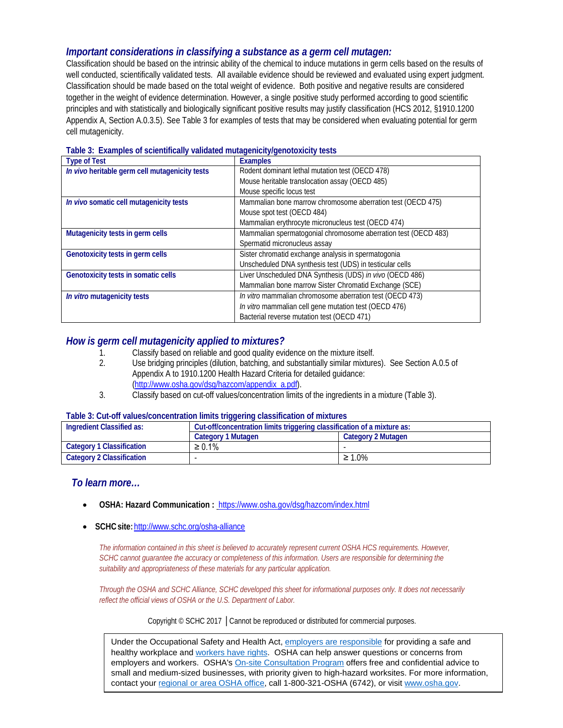### *Important considerations in classifying a substance as a germ cell mutagen:*

Classification should be based on the intrinsic ability of the chemical to induce mutations in germ cells based on the results of well conducted, scientifically validated tests. All available evidence should be reviewed and evaluated using expert judgment. Classification should be made based on the total weight of evidence. Both positive and negative results are considered together in the weight of evidence determination. However, a single positive study performed according to good scientific principles and with statistically and biologically significant positive results may justify classification (HCS 2012, §1910.1200 Appendix A, Section A.0.3.5). See Table 3 for examples of tests that may be considered when evaluating potential for germ cell mutagenicity.

**Table 3: Examples of scientifically validated mutagenicity/genotoxicity tests**

| Type of Test | Examples |
| --- | --- |
| ***In vivo* heritable germ cell mutagenicity tests** | Rodent dominant lethal mutation test (OECD 478)<br>Mouse heritable translocation assay (OECD 485)<br>Mouse specific locus test |
| ***In vivo* somatic cell mutagenicity tests** | Mammalian bone marrow chromosome aberration test (OECD 475)<br>Mouse spot test (OECD 484)<br>Mammalian erythrocyte micronucleus test (OECD 474) |
| **Mutagenicity tests in germ cells** | Mammalian spermatogonial chromosome aberration test (OECD 483)<br>Spermatid micronucleus assay |
| **Genotoxicity tests in germ cells** | Sister chromatid exchange analysis in spermatogonia<br>Unscheduled DNA synthesis test (UDS) in testicular cells |
| **Genotoxicity tests in somatic cells** | Liver Unscheduled DNA Synthesis (UDS) *in vivo* (OECD 486)<br>Mammalian bone marrow Sister Chromatid Exchange (SCE) |
| ***In vitro* mutagenicity tests** | *In vitro* mammalian chromosome aberration test (OECD 473)<br>*In vitro* mammalian cell gene mutation test (OECD 476)<br>Bacterial reverse mutation test (OECD 471) |

### *How is germ cell mutagenicity applied to mixtures?*

1. Classify based on reliable and good quality evidence on the mixture itself.
2. Use bridging principles (dilution, batching, and substantially similar mixtures). See Section A.0.5 of Appendix A to 1910.1200 Health Hazard Criteria for detailed guidance: (http://www.osha.gov/dsg/hazcom/appendix_a.pdf).
3. Classify based on cut-off values/concentration limits of the ingredients in a mixture (Table 3).

**Table 3: Cut-off values/concentration limits triggering classification of mixtures**

| Ingredient Classified as: | Cut-off/concentration limits triggering classification of a mixture as: | |
| --- | --- | --- |
| | **Category 1 Mutagen** | **Category 2 Mutagen** |
| **Category 1 Classification** | ≥ 0.1% | - |
| **Category 2 Classification** | - | ≥ 1.0% |

### *To learn more…*

- **OSHA: Hazard Communication :** https://www.osha.gov/dsg/hazcom/index.html
- **SCHC site:** http://www.schc.org/osha-alliance

*The information contained in this sheet is believed to accurately represent current OSHA HCS requirements. However, SCHC cannot guarantee the accuracy or completeness of this information. Users are responsible for determining the suitability and appropriateness of these materials for any particular application.*

*Through the OSHA and SCHC Alliance, SCHC developed this sheet for informational purposes only. It does not necessarily reflect the official views of OSHA or the U.S. Department of Labor.*

Copyright © SCHC 2017 | Cannot be reproduced or distributed for commercial purposes.

Under the Occupational Safety and Health Act, employers are responsible for providing a safe and healthy workplace and workers have rights. OSHA can help answer questions or concerns from employers and workers. OSHA's On-site Consultation Program offers free and confidential advice to small and medium-sized businesses, with priority given to high-hazard worksites. For more information, contact your regional or area OSHA office, call 1-800-321-OSHA (6742), or visit www.osha.gov.